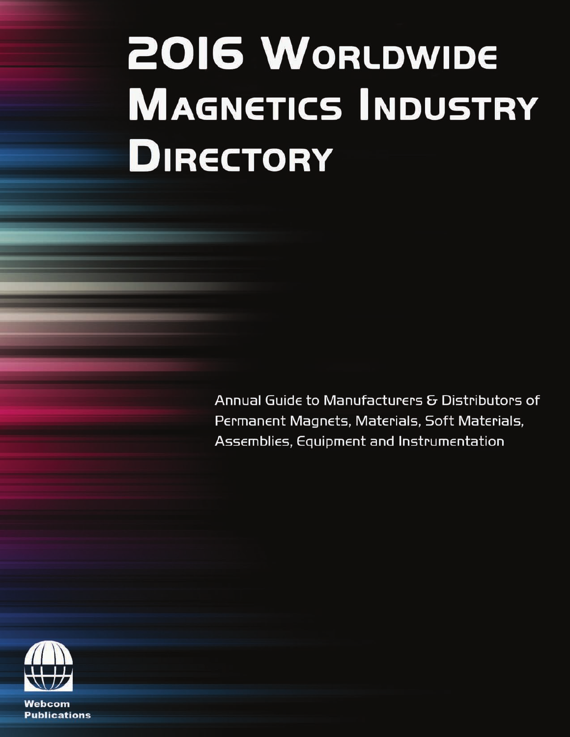# 2016 Worldwide Magnetics Industry Directory

Annual Guide to Manufacturers & Distributors of Permanent Magnets, Materials, Soft Materials, Assemblies, Equipment and Instrumentation

Webcom Publications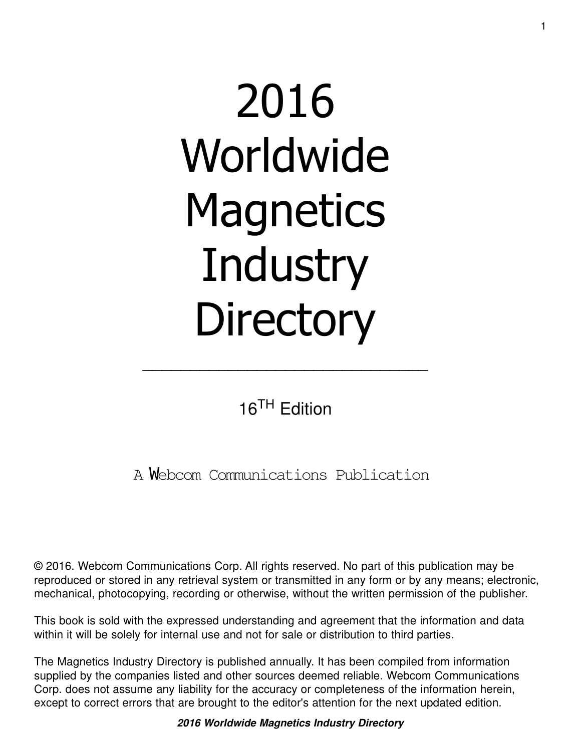# 2016 Worldwide Magnetics Industry Directory

---

16TH Edition

A Webcom Communications Publication

© 2016. Webcom Communications Corp. All rights reserved. No part of this publication may be reproduced or stored in any retrieval system or transmitted in any form or by any means; electronic, mechanical, photocopying, recording or otherwise, without the written permission of the publisher.

This book is sold with the expressed understanding and agreement that the information and data within it will be solely for internal use and not for sale or distribution to third parties.

The Magnetics Industry Directory is published annually. It has been compiled from information supplied by the companies listed and other sources deemed reliable. Webcom Communications Corp. does not assume any liability for the accuracy or completeness of the information herein, except to correct errors that are brought to the editor's attention for the next updated edition.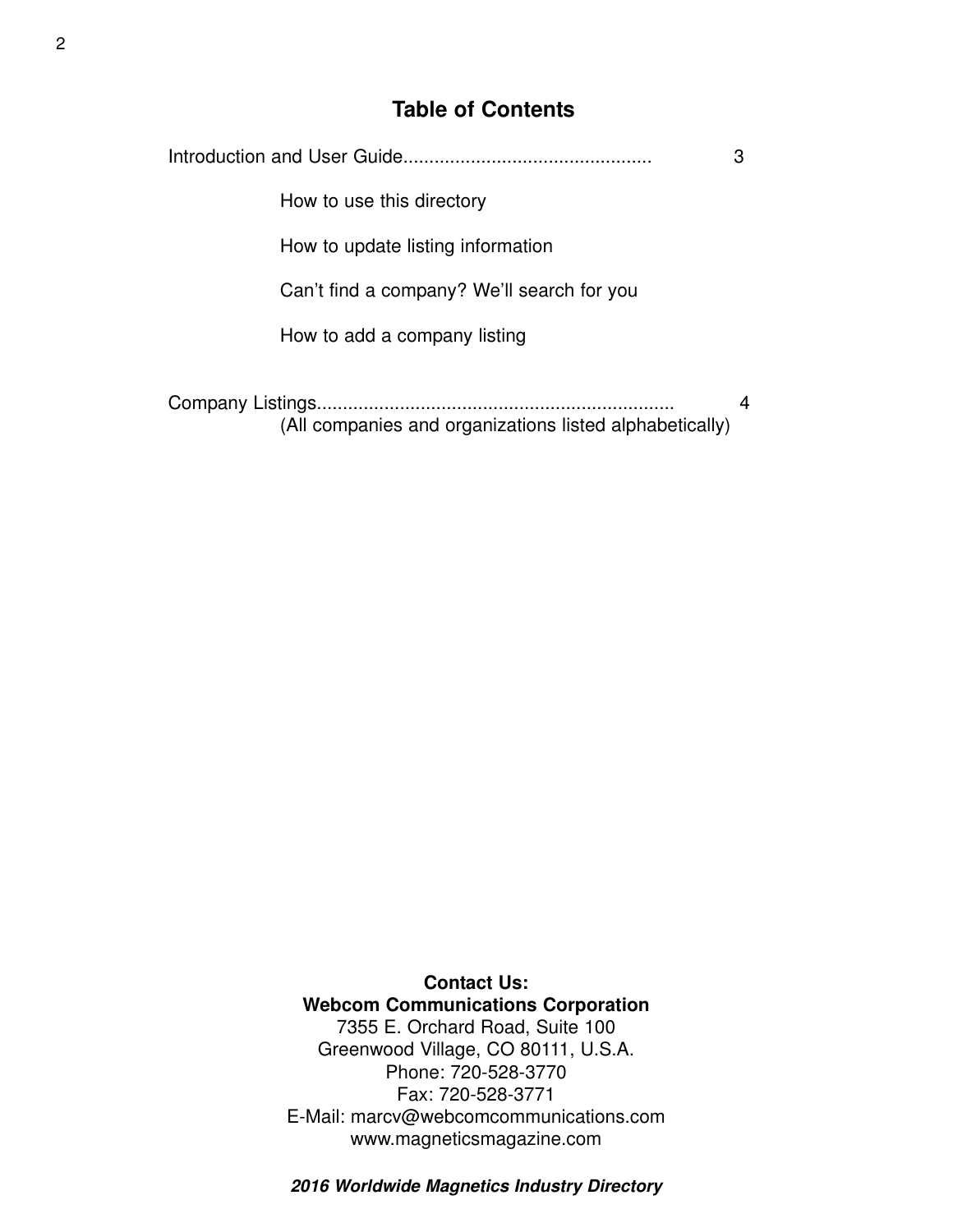# Table of Contents

Introduction and User Guide............................................... 3

- How to use this directory
- How to update listing information
- Can’t find a company? We’ll search for you
- How to add a company listing

Company Listings.................................................................... 4
(All companies and organizations listed alphabetically)

**Contact Us:**
**Webcom Communications Corporation**
7355 E. Orchard Road, Suite 100
Greenwood Village, CO 80111, U.S.A.
Phone: 720-528-3770
Fax: 720-528-3771
E-Mail: marcv@webcomcommunications.com
www.magneticsmagazine.com

***2016 Worldwide Magnetics Industry Directory***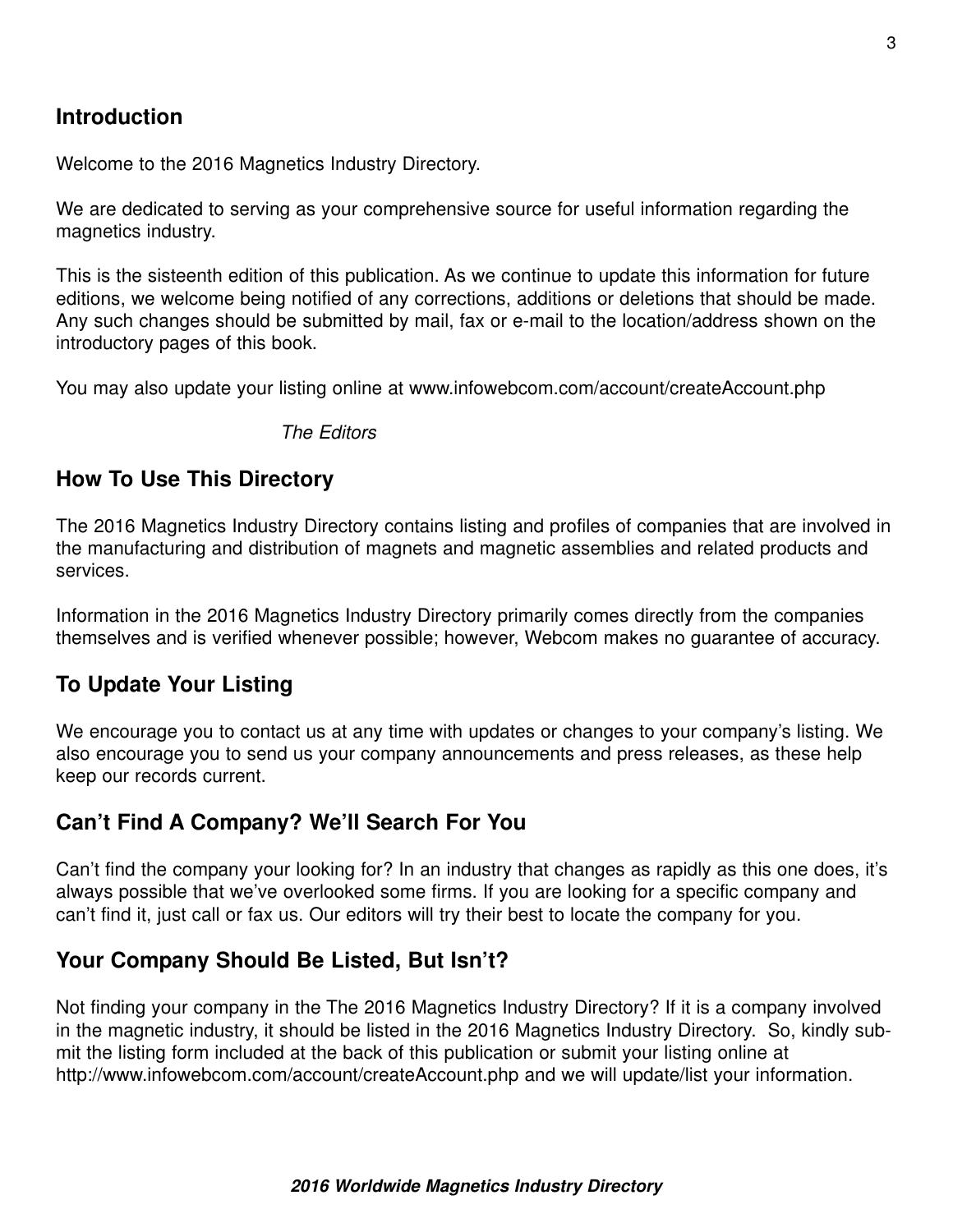## Introduction

Welcome to the 2016 Magnetics Industry Directory.

We are dedicated to serving as your comprehensive source for useful information regarding the magnetics industry.

This is the sixteenth edition of this publication. As we continue to update this information for future editions, we welcome being notified of any corrections, additions or deletions that should be made. Any such changes should be submitted by mail, fax or e-mail to the location/address shown on the introductory pages of this book.

You may also update your listing online at www.infowebcom.com/account/createAccount.php

*The Editors*

## How To Use This Directory

The 2016 Magnetics Industry Directory contains listing and profiles of companies that are involved in the manufacturing and distribution of magnets and magnetic assemblies and related products and services.

Information in the 2016 Magnetics Industry Directory primarily comes directly from the companies themselves and is verified whenever possible; however, Webcom makes no guarantee of accuracy.

## To Update Your Listing

We encourage you to contact us at any time with updates or changes to your company's listing. We also encourage you to send us your company announcements and press releases, as these help keep our records current.

## Can't Find A Company? We'll Search For You

Can't find the company your looking for? In an industry that changes as rapidly as this one does, it's always possible that we've overlooked some firms. If you are looking for a specific company and can't find it, just call or fax us. Our editors will try their best to locate the company for you.

## Your Company Should Be Listed, But Isn't?

Not finding your company in the The 2016 Magnetics Industry Directory? If it is a company involved in the magnetic industry, it should be listed in the 2016 Magnetics Industry Directory. So, kindly submit the listing form included at the back of this publication or submit your listing online at http://www.infowebcom.com/account/createAccount.php and we will update/list your information.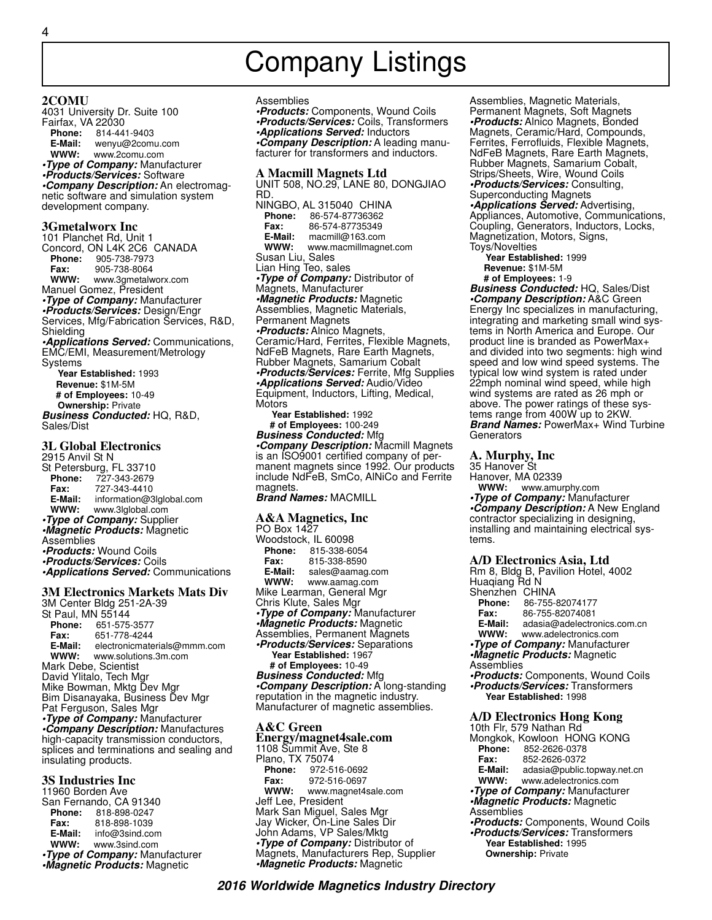# Company Listings

### 2COMU
4031 University Dr. Suite 100
Fairfax, VA 22030
**Phone:** 814-441-9403
**E-Mail:** wenyu@2comu.com
**WWW:** www.2comu.com
•***Type of Company:*** Manufacturer
•***Products/Services:*** Software
•***Company Description:*** An electromagnetic software and simulation system development company.

### 3Gmetalworx Inc
101 Planchet Rd, Unit 1
Concord, ON L4K 2C6 CANADA
**Phone:** 905-738-7973
**Fax:** 905-738-8064
**WWW:** www.3gmetalworx.com
Manuel Gomez, President
•***Type of Company:*** Manufacturer
•***Products/Services:*** Design/Engr Services, Mfg/Fabrication Services, R&D, Shielding
•***Applications Served:*** Communications, EMC/EMI, Measurement/Metrology Systems
**Year Established:** 1993
**Revenue:** $1M-5M
**# of Employees:** 10-49
**Ownership:** Private
***Business Conducted:*** HQ, R&D, Sales/Dist

### 3L Global Electronics
2915 Anvil St N
St Petersburg, FL 33710
**Phone:** 727-343-2679
**Fax:** 727-343-4410
**E-Mail:** information@3lglobal.com
**WWW:** www.3lglobal.com
•***Type of Company:*** Supplier
•***Magnetic Products:*** Magnetic Assemblies
•***Products:*** Wound Coils
•***Products/Services:*** Coils
•***Applications Served:*** Communications

### 3M Electronics Markets Mats Div
3M Center Bldg 251-2A-39
St Paul, MN 55144
**Phone:** 651-575-3577
**Fax:** 651-778-4244
**E-Mail:** electronicmaterials@mmm.com
**WWW:** www.solutions.3m.com
Mark Debe, Scientist
David Ylitalo, Tech Mgr
Mike Bowman, Mktg Dev Mgr
Bim Disanayaka, Business Dev Mgr
Pat Ferguson, Sales Mgr
•***Type of Company:*** Manufacturer
•***Company Description:*** Manufactures high-capacity transmission conductors, splices and terminations and sealing and insulating products.

### 3S Industries Inc
11960 Borden Ave
San Fernando, CA 91340
**Phone:** 818-898-0247
**Fax:** 818-898-1039
**E-Mail:** info@3sind.com
**WWW:** www.3sind.com
•***Type of Company:*** Manufacturer
•***Magnetic Products:*** Magnetic Assemblies
•***Products:*** Components, Wound Coils
•***Products/Services:*** Coils, Transformers
•***Applications Served:*** Inductors
•***Company Description:*** A leading manufacturer for transformers and inductors.

### A Macmill Magnets Ltd
UNIT 508, NO.29, LANE 80, DONGJIAO RD.
NINGBO, AL 315040 CHINA
**Phone:** 86-574-87736362
**Fax:** 86-574-87735349
**E-Mail:** macmill@163.com
**WWW:** www.macmillmagnet.com
Susan Liu, Sales
Lian Hing Teo, sales
•***Type of Company:*** Distributor of Magnets, Manufacturer
•***Magnetic Products:*** Magnetic Assemblies, Magnetic Materials, Permanent Magnets
•***Products:*** Alnico Magnets, Ceramic/Hard, Ferrites, Flexible Magnets, NdFeB Magnets, Rare Earth Magnets, Rubber Magnets, Samarium Cobalt
•***Products/Services:*** Ferrite, Mfg Supplies
•***Applications Served:*** Audio/Video Equipment, Inductors, Lifting, Medical, Motors
**Year Established:** 1992
**# of Employees:** 100-249
***Business Conducted:*** Mfg
•***Company Description:*** Macmill Magnets is an ISO9001 certified company of permanent magnets since 1992. Our products include NdFeB, SmCo, AlNiCo and Ferrite magnets.
***Brand Names:*** MACMILL

### A&A Magnetics, Inc
PO Box 1427
Woodstock, IL 60098
**Phone:** 815-338-6054
**Fax:** 815-338-8590
**E-Mail:** sales@aamag.com
**WWW:** www.aamag.com
Mike Learman, General Mgr
Chris Klute, Sales Mgr
•***Type of Company:*** Manufacturer
•***Magnetic Products:*** Magnetic Assemblies, Permanent Magnets
•***Products/Services:*** Separations
**Year Established:** 1967
**# of Employees:** 10-49
***Business Conducted:*** Mfg
•***Company Description:*** A long-standing reputation in the magnetic industry. Manufacturer of magnetic assemblies.

### A&C Green Energy/magnet4sale.com
1108 Summit Ave, Ste 8
Plano, TX 75074
**Phone:** 972-516-0692
**Fax:** 972-516-0697
**WWW:** www.magnet4sale.com
Jeff Lee, President
Mark San Miguel, Sales Mgr
Jay Wicker, On-Line Sales Dir
John Adams, VP Sales/Mktg
•***Type of Company:*** Distributor of Magnets, Manufacturers Rep, Supplier
•***Magnetic Products:*** Magnetic Assemblies, Magnetic Materials, Permanent Magnets, Soft Magnets
•***Products:*** Alnico Magnets, Bonded Magnets, Ceramic/Hard, Compounds, Ferrites, Ferrofluids, Flexible Magnets, NdFeB Magnets, Rare Earth Magnets, Rubber Magnets, Samarium Cobalt, Strips/Sheets, Wire, Wound Coils
•***Products/Services:*** Consulting, Superconducting Magnets
•***Applications Served:*** Advertising, Appliances, Automotive, Communications, Coupling, Generators, Inductors, Locks, Magnetization, Motors, Signs, Toys/Novelties
**Year Established:** 1999
**Revenue:** $1M-5M
**# of Employees:** 1-9
***Business Conducted:*** HQ, Sales/Dist
•***Company Description:*** A&C Green Energy Inc specializes in manufacturing, integrating and marketing small wind systems in North America and Europe. Our product line is branded as PowerMax+ and divided into two segments: high wind speed and low wind speed systems. The typical low wind system is rated under 22mph nominal wind speed, while high wind systems are rated as 26 mph or above. The power ratings of these systems range from 400W up to 2KW.
***Brand Names:*** PowerMax+ Wind Turbine Generators

### A. Murphy, Inc
35 Hanover St
Hanover, MA 02339
**WWW:** www.amurphy.com
•***Type of Company:*** Manufacturer
•***Company Description:*** A New England contractor specializing in designing, installing and maintaining electrical systems.

### A/D Electronics Asia, Ltd
Rm 8, Bldg B, Pavilion Hotel, 4002 Huaqiang Rd N
Shenzhen CHINA
**Phone:** 86-755-82074177
**Fax:** 86-755-82074081
**E-Mail:** adasia@adelectronics.com.cn
**WWW:** www.adelectronics.com
•***Type of Company:*** Manufacturer
•***Magnetic Products:*** Magnetic Assemblies
•***Products:*** Components, Wound Coils
•***Products/Services:*** Transformers
**Year Established:** 1998

### A/D Electronics Hong Kong
10th Flr, 579 Nathan Rd
Mongkok, Kowloon HONG KONG
**Phone:** 852-2626-0378
**Fax:** 852-2626-0372
**E-Mail:** adasia@public.topway.net.cn
**WWW:** www.adelectronics.com
•***Type of Company:*** Manufacturer
•***Magnetic Products:*** Magnetic Assemblies
•***Products:*** Components, Wound Coils
•***Products/Services:*** Transformers
**Year Established:** 1995
**Ownership:** Private